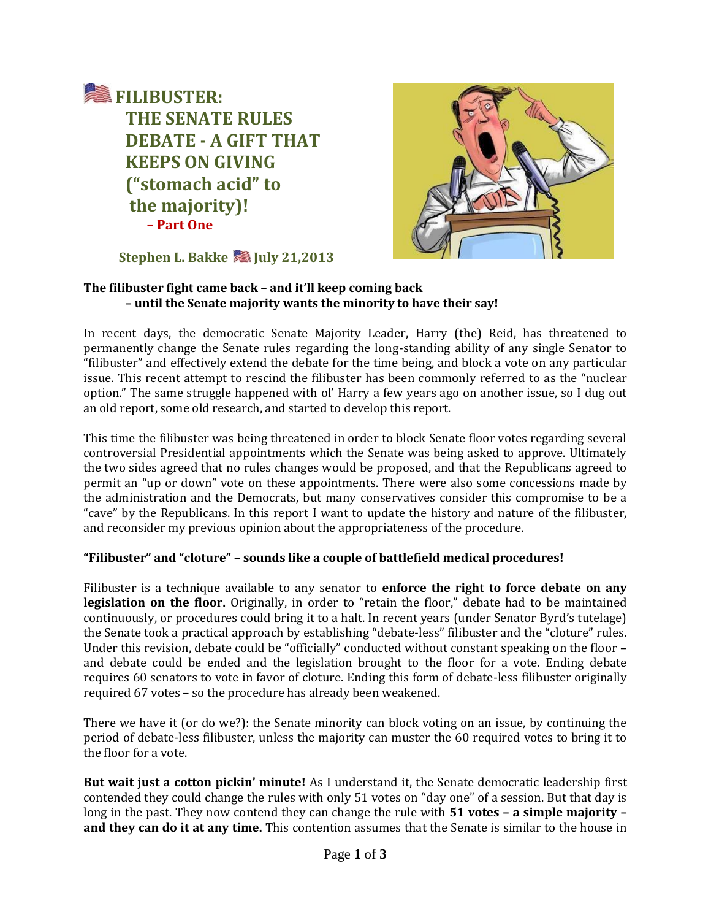# FILIBUSTER: THE SENATE RULES DEBATE - A GIFT THAT KEEPS ON GIVING ("stomach acid" to the majority)! – Part One

**Stephen L. Bakke July 21,2013**

**The filibuster fight came back – and it'll keep coming back – until the Senate majority wants the minority to have their say!**

In recent days, the democratic Senate Majority Leader, Harry (the) Reid, has threatened to permanently change the Senate rules regarding the long-standing ability of any single Senator to "filibuster" and effectively extend the debate for the time being, and block a vote on any particular issue. This recent attempt to rescind the filibuster has been commonly referred to as the "nuclear option." The same struggle happened with ol' Harry a few years ago on another issue, so I dug out an old report, some old research, and started to develop this report.

This time the filibuster was being threatened in order to block Senate floor votes regarding several controversial Presidential appointments which the Senate was being asked to approve. Ultimately the two sides agreed that no rules changes would be proposed, and that the Republicans agreed to permit an "up or down" vote on these appointments. There were also some concessions made by the administration and the Democrats, but many conservatives consider this compromise to be a "cave" by the Republicans. In this report I want to update the history and nature of the filibuster, and reconsider my previous opinion about the appropriateness of the procedure.

**"Filibuster" and "cloture" – sounds like a couple of battlefield medical procedures!**

Filibuster is a technique available to any senator to **enforce the right to force debate on any legislation on the floor.** Originally, in order to "retain the floor," debate had to be maintained continuously, or procedures could bring it to a halt. In recent years (under Senator Byrd's tutelage) the Senate took a practical approach by establishing "debate-less" filibuster and the "cloture" rules. Under this revision, debate could be "officially" conducted without constant speaking on the floor – and debate could be ended and the legislation brought to the floor for a vote. Ending debate requires 60 senators to vote in favor of cloture. Ending this form of debate-less filibuster originally required 67 votes – so the procedure has already been weakened.

There we have it (or do we?): the Senate minority can block voting on an issue, by continuing the period of debate-less filibuster, unless the majority can muster the 60 required votes to bring it to the floor for a vote.

**But wait just a cotton pickin' minute!** As I understand it, the Senate democratic leadership first contended they could change the rules with only 51 votes on "day one" of a session. But that day is long in the past. They now contend they can change the rule with **51 votes – a simple majority – and they can do it at any time.** This contention assumes that the Senate is similar to the house in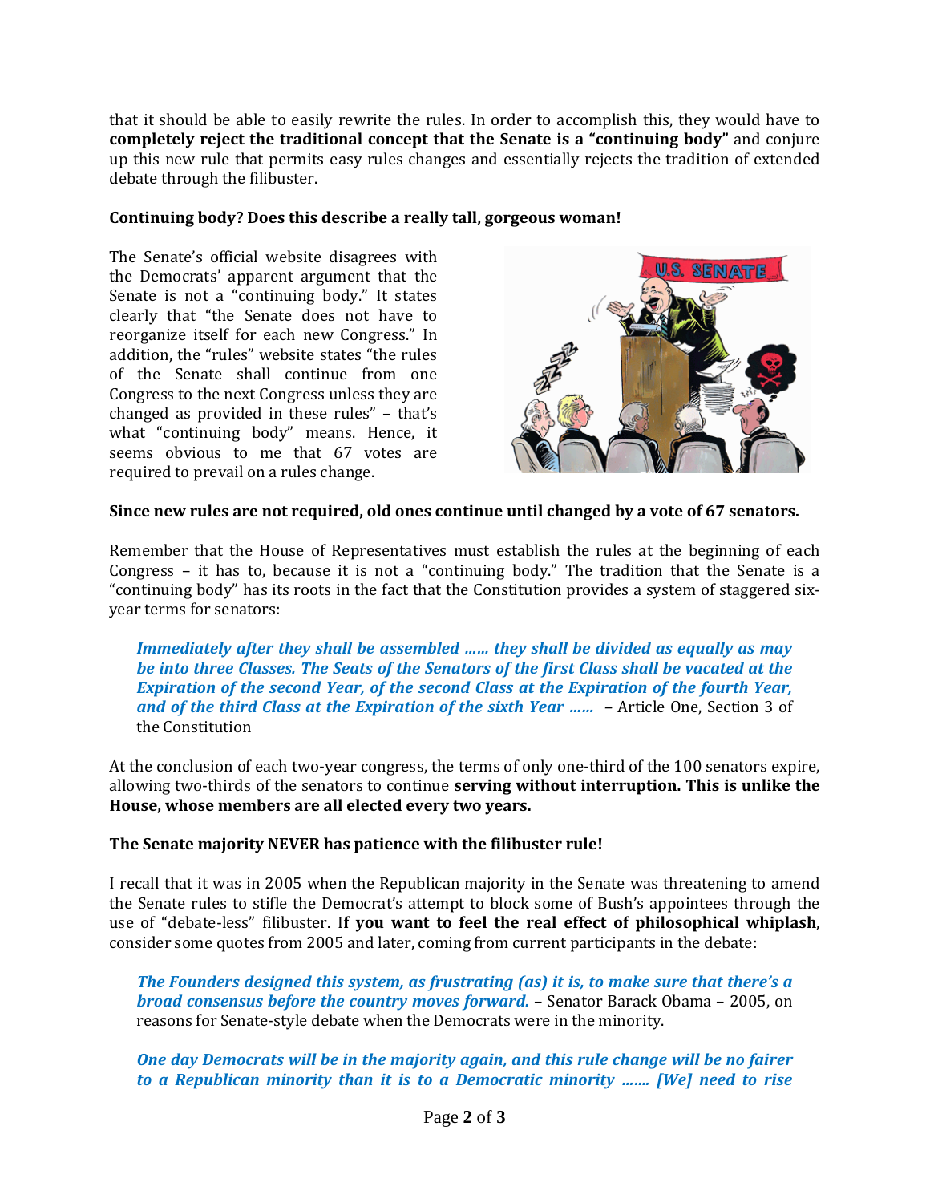that it should be able to easily rewrite the rules. In order to accomplish this, they would have to **completely reject the traditional concept that the Senate is a "continuing body"** and conjure up this new rule that permits easy rules changes and essentially rejects the tradition of extended debate through the filibuster.

**Continuing body? Does this describe a really tall, gorgeous woman!**

The Senate's official website disagrees with the Democrats' apparent argument that the Senate is not a "continuing body." It states clearly that "the Senate does not have to reorganize itself for each new Congress." In addition, the "rules" website states "the rules of the Senate shall continue from one Congress to the next Congress unless they are changed as provided in these rules" – that's what "continuing body" means. Hence, it seems obvious to me that 67 votes are required to prevail on a rules change.

**Since new rules are not required, old ones continue until changed by a vote of 67 senators.**

Remember that the House of Representatives must establish the rules at the beginning of each Congress – it has to, because it is not a "continuing body." The tradition that the Senate is a "continuing body" has its roots in the fact that the Constitution provides a system of staggered six-year terms for senators:

> ***Immediately after they shall be assembled …… they shall be divided as equally as may be into three Classes. The Seats of the Senators of the first Class shall be vacated at the Expiration of the second Year, of the second Class at the Expiration of the fourth Year, and of the third Class at the Expiration of the sixth Year ……*** – Article One, Section 3 of the Constitution

At the conclusion of each two-year congress, the terms of only one-third of the 100 senators expire, allowing two-thirds of the senators to continue **serving without interruption. This is unlike the House, whose members are all elected every two years.**

**The Senate majority NEVER has patience with the filibuster rule!**

I recall that it was in 2005 when the Republican majority in the Senate was threatening to amend the Senate rules to stifle the Democrat's attempt to block some of Bush's appointees through the use of "debate-less" filibuster. I**f you want to feel the real effect of philosophical whiplash**, consider some quotes from 2005 and later, coming from current participants in the debate:

> ***The Founders designed this system, as frustrating (as) it is, to make sure that there's a broad consensus before the country moves forward.*** – Senator Barack Obama – 2005, on reasons for Senate-style debate when the Democrats were in the minority.

> ***One day Democrats will be in the majority again, and this rule change will be no fairer to a Republican minority than it is to a Democratic minority ……. [We] need to rise***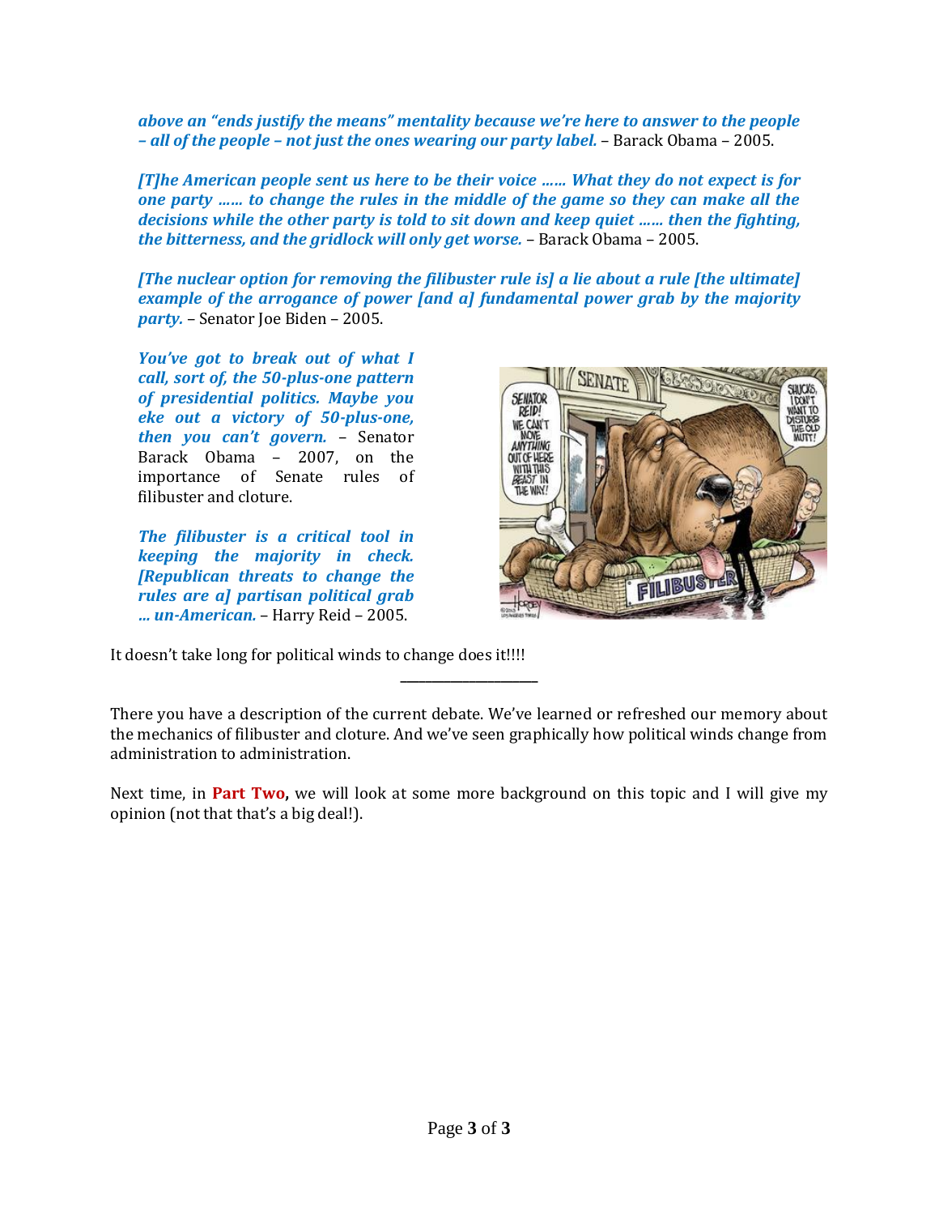***above an "ends justify the means" mentality because we're here to answer to the people – all of the people – not just the ones wearing our party label.*** – Barack Obama – 2005.

***[T]he American people sent us here to be their voice …… What they do not expect is for one party …… to change the rules in the middle of the game so they can make all the decisions while the other party is told to sit down and keep quiet …… then the fighting, the bitterness, and the gridlock will only get worse.*** – Barack Obama – 2005.

***[The nuclear option for removing the filibuster rule is] a lie about a rule [the ultimate] example of the arrogance of power [and a] fundamental power grab by the majority party.*** – Senator Joe Biden – 2005.

***You've got to break out of what I call, sort of, the 50-plus-one pattern of presidential politics. Maybe you eke out a victory of 50-plus-one, then you can't govern.*** – Senator Barack Obama – 2007, on the importance of Senate rules of filibuster and cloture.

***The filibuster is a critical tool in keeping the majority in check. [Republican threats to change the rules are a] partisan political grab … un-American.*** – Harry Reid – 2005.

It doesn't take long for political winds to change does it!!!!

---

There you have a description of the current debate. We've learned or refreshed our memory about the mechanics of filibuster and cloture. And we've seen graphically how political winds change from administration to administration.

Next time, in **Part Two,** we will look at some more background on this topic and I will give my opinion (not that that's a big deal!).